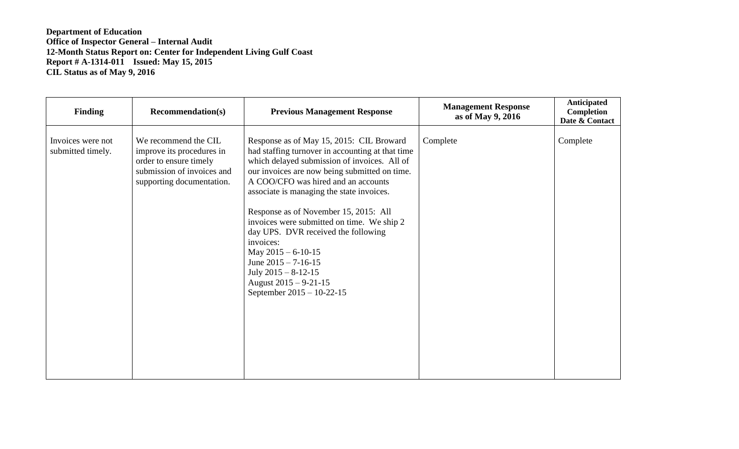**Department of Education**
**Office of Inspector General – Internal Audit**
**12-Month Status Report on: Center for Independent Living Gulf Coast**
**Report # A-1314-011 Issued: May 15, 2015**
**CIL Status as of May 9, 2016**

| Finding | Recommendation(s) | Previous Management Response | Management Response as of May 9, 2016 | Anticipated Completion Date & Contact |
|---|---|---|---|---|
| Invoices were not submitted timely. | We recommend the CIL improve its procedures in order to ensure timely submission of invoices and supporting documentation. | Response as of May 15, 2015: CIL Broward had staffing turnover in accounting at that time which delayed submission of invoices. All of our invoices are now being submitted on time. A COO/CFO was hired and an accounts associate is managing the state invoices.<br><br>Response as of November 15, 2015: All invoices were submitted on time. We ship 2 day UPS. DVR received the following invoices:<br>May 2015 – 6-10-15<br>June 2015 – 7-16-15<br>July 2015 – 8-12-15<br>August 2015 – 9-21-15<br>September 2015 – 10-22-15 | Complete | Complete |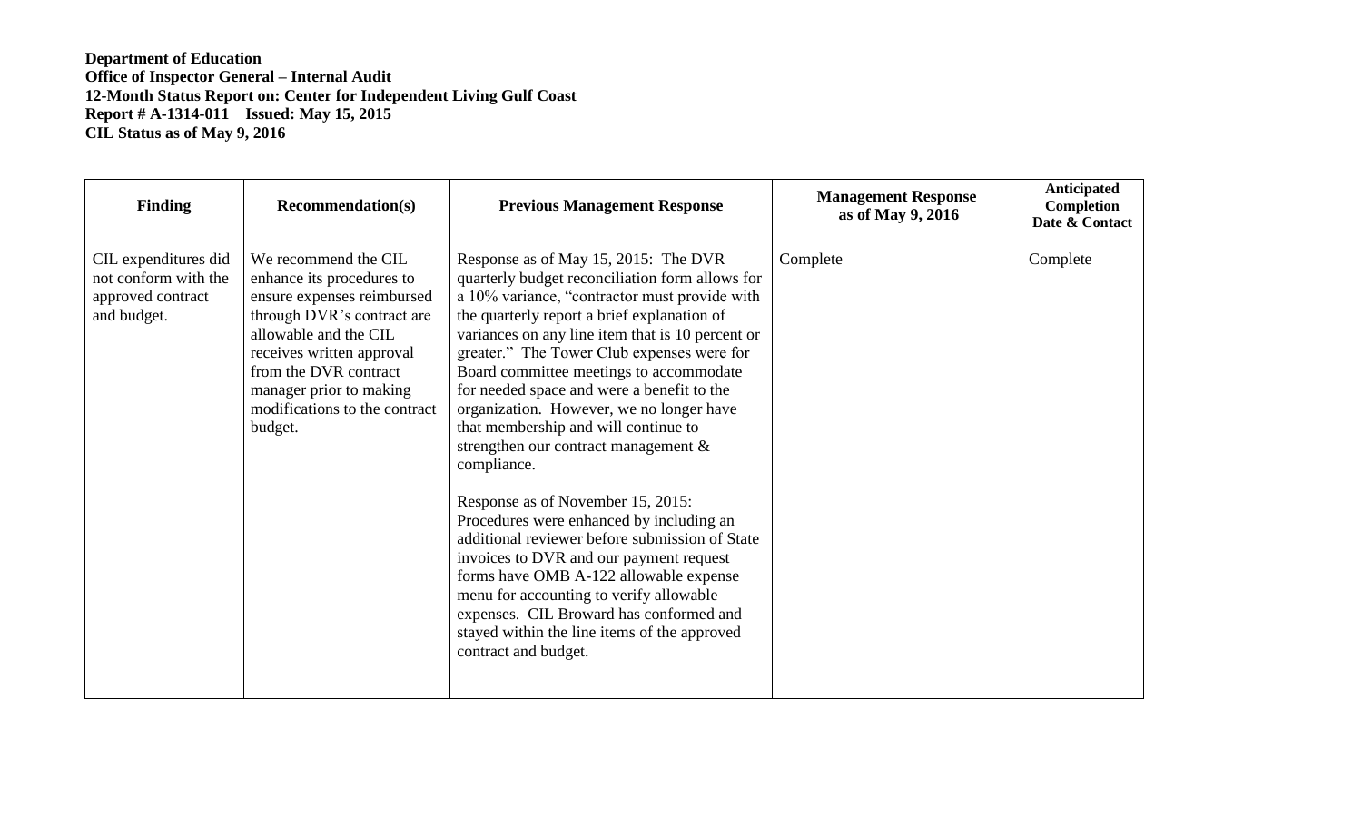**Department of Education**
**Office of Inspector General – Internal Audit**
**12-Month Status Report on: Center for Independent Living Gulf Coast**
**Report # A-1314-011 Issued: May 15, 2015**
**CIL Status as of May 9, 2016**

| Finding | Recommendation(s) | Previous Management Response | Management Response as of May 9, 2016 | Anticipated Completion Date & Contact |
|---|---|---|---|---|
| CIL expenditures did not conform with the approved contract and budget. | We recommend the CIL enhance its procedures to ensure expenses reimbursed through DVR's contract are allowable and the CIL receives written approval from the DVR contract manager prior to making modifications to the contract budget. | Response as of May 15, 2015: The DVR quarterly budget reconciliation form allows for a 10% variance, "contractor must provide with the quarterly report a brief explanation of variances on any line item that is 10 percent or greater." The Tower Club expenses were for Board committee meetings to accommodate for needed space and were a benefit to the organization. However, we no longer have that membership and will continue to strengthen our contract management & compliance.<br><br>Response as of November 15, 2015: Procedures were enhanced by including an additional reviewer before submission of State invoices to DVR and our payment request forms have OMB A-122 allowable expense menu for accounting to verify allowable expenses. CIL Broward has conformed and stayed within the line items of the approved contract and budget. | Complete | Complete |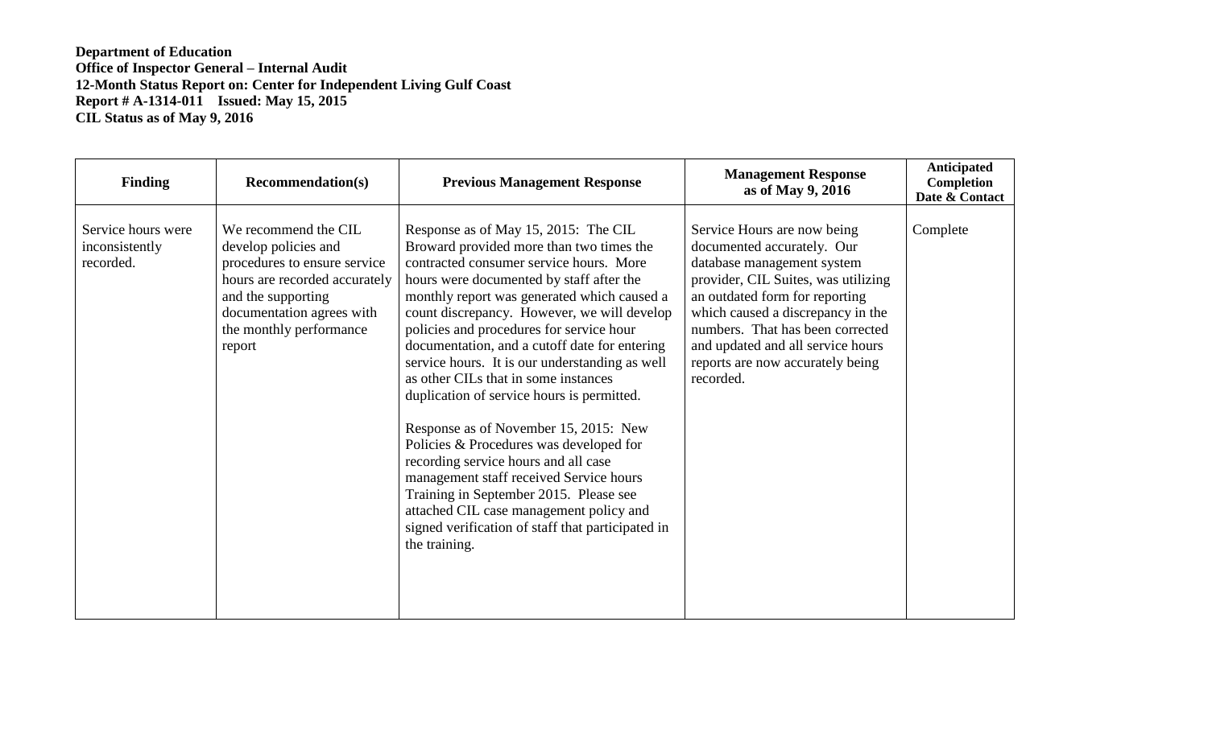**Department of Education**
**Office of Inspector General – Internal Audit**
**12-Month Status Report on: Center for Independent Living Gulf Coast**
**Report # A-1314-011 Issued: May 15, 2015**
**CIL Status as of May 9, 2016**

| Finding | Recommendation(s) | Previous Management Response | Management Response as of May 9, 2016 | Anticipated Completion Date & Contact |
|---|---|---|---|---|
| Service hours were inconsistently recorded. | We recommend the CIL develop policies and procedures to ensure service hours are recorded accurately and the supporting documentation agrees with the monthly performance report | Response as of May 15, 2015: The CIL Broward provided more than two times the contracted consumer service hours. More hours were documented by staff after the monthly report was generated which caused a count discrepancy. However, we will develop policies and procedures for service hour documentation, and a cutoff date for entering service hours. It is our understanding as well as other CILs that in some instances duplication of service hours is permitted.<br><br>Response as of November 15, 2015: New Policies & Procedures was developed for recording service hours and all case management staff received Service hours Training in September 2015. Please see attached CIL case management policy and signed verification of staff that participated in the training. | Service Hours are now being documented accurately. Our database management system provider, CIL Suites, was utilizing an outdated form for reporting which caused a discrepancy in the numbers. That has been corrected and updated and all service hours reports are now accurately being recorded. | Complete |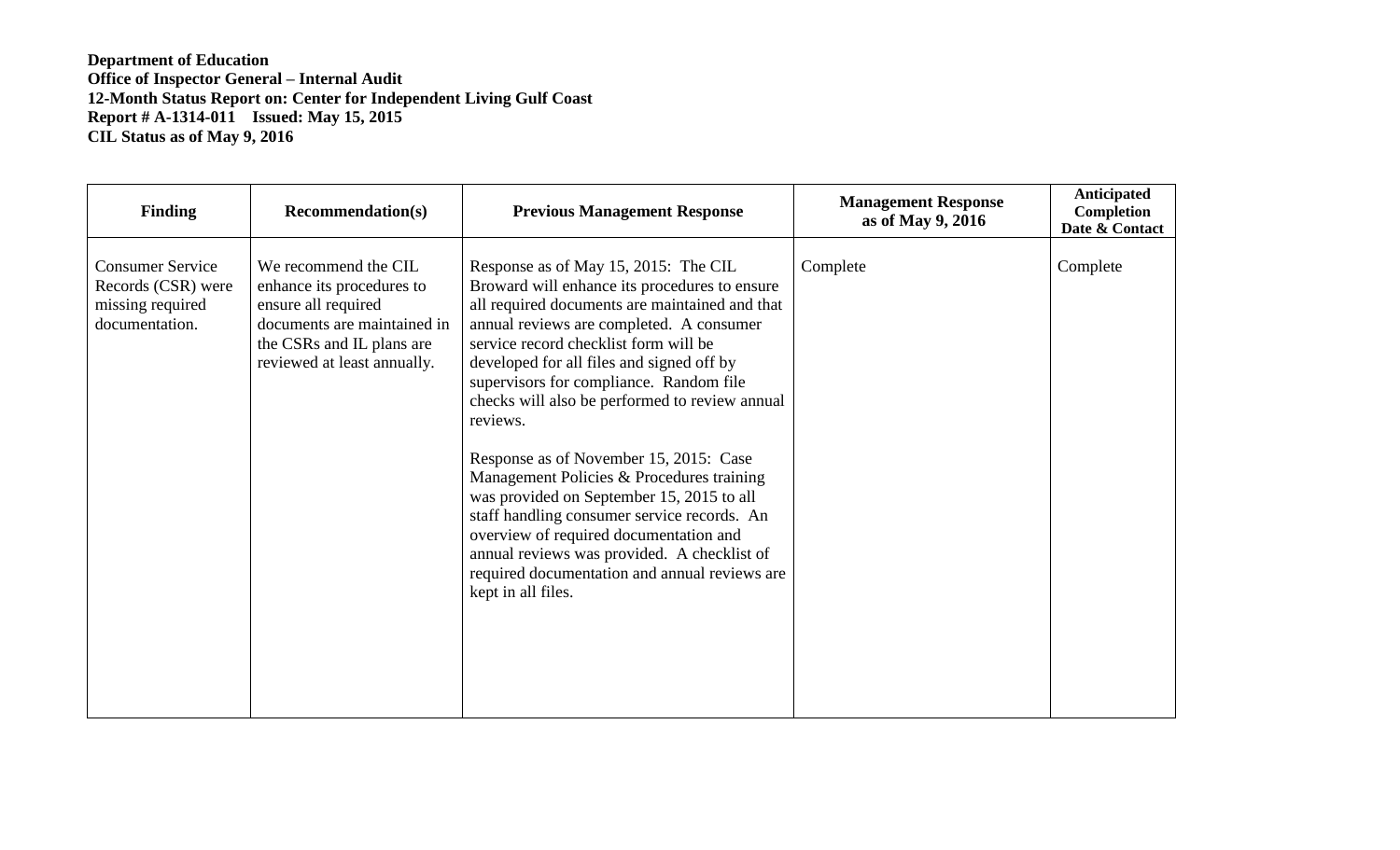**Department of Education**
**Office of Inspector General – Internal Audit**
**12-Month Status Report on: Center for Independent Living Gulf Coast**
**Report # A-1314-011 Issued: May 15, 2015**
**CIL Status as of May 9, 2016**

| Finding | Recommendation(s) | Previous Management Response | Management Response as of May 9, 2016 | Anticipated Completion Date & Contact |
|---|---|---|---|---|
| Consumer Service Records (CSR) were missing required documentation. | We recommend the CIL enhance its procedures to ensure all required documents are maintained in the CSRs and IL plans are reviewed at least annually. | Response as of May 15, 2015: The CIL Broward will enhance its procedures to ensure all required documents are maintained and that annual reviews are completed. A consumer service record checklist form will be developed for all files and signed off by supervisors for compliance. Random file checks will also be performed to review annual reviews.<br><br>Response as of November 15, 2015: Case Management Policies & Procedures training was provided on September 15, 2015 to all staff handling consumer service records. An overview of required documentation and annual reviews was provided. A checklist of required documentation and annual reviews are kept in all files. | Complete | Complete |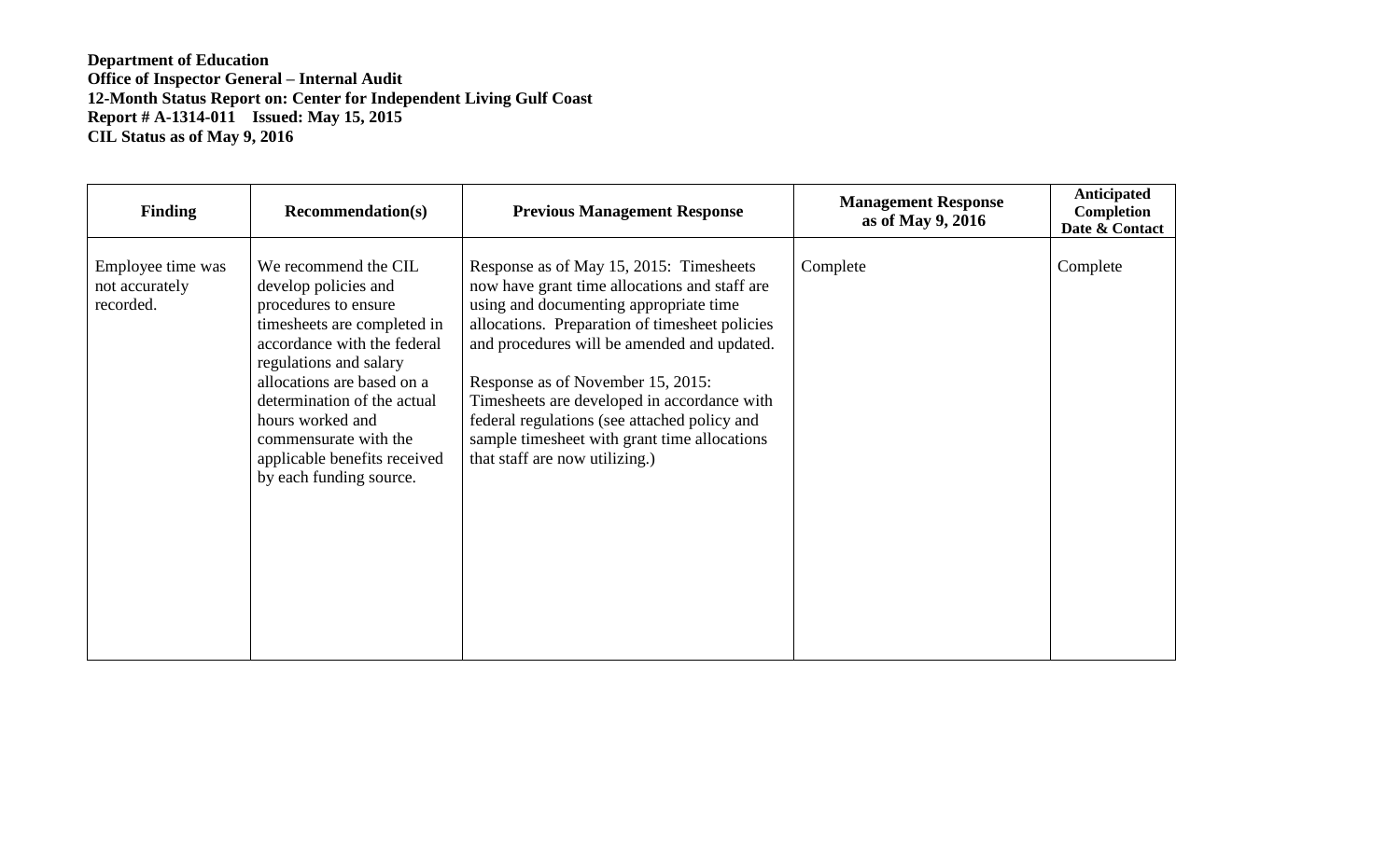**Department of Education**
**Office of Inspector General – Internal Audit**
**12-Month Status Report on: Center for Independent Living Gulf Coast**
**Report # A-1314-011 Issued: May 15, 2015**
**CIL Status as of May 9, 2016**

| Finding | Recommendation(s) | Previous Management Response | Management Response as of May 9, 2016 | Anticipated Completion Date & Contact |
|---|---|---|---|---|
| Employee time was not accurately recorded. | We recommend the CIL develop policies and procedures to ensure timesheets are completed in accordance with the federal regulations and salary allocations are based on a determination of the actual hours worked and commensurate with the applicable benefits received by each funding source. | Response as of May 15, 2015: Timesheets now have grant time allocations and staff are using and documenting appropriate time allocations. Preparation of timesheet policies and procedures will be amended and updated.<br><br>Response as of November 15, 2015: Timesheets are developed in accordance with federal regulations (see attached policy and sample timesheet with grant time allocations that staff are now utilizing.) | Complete | Complete |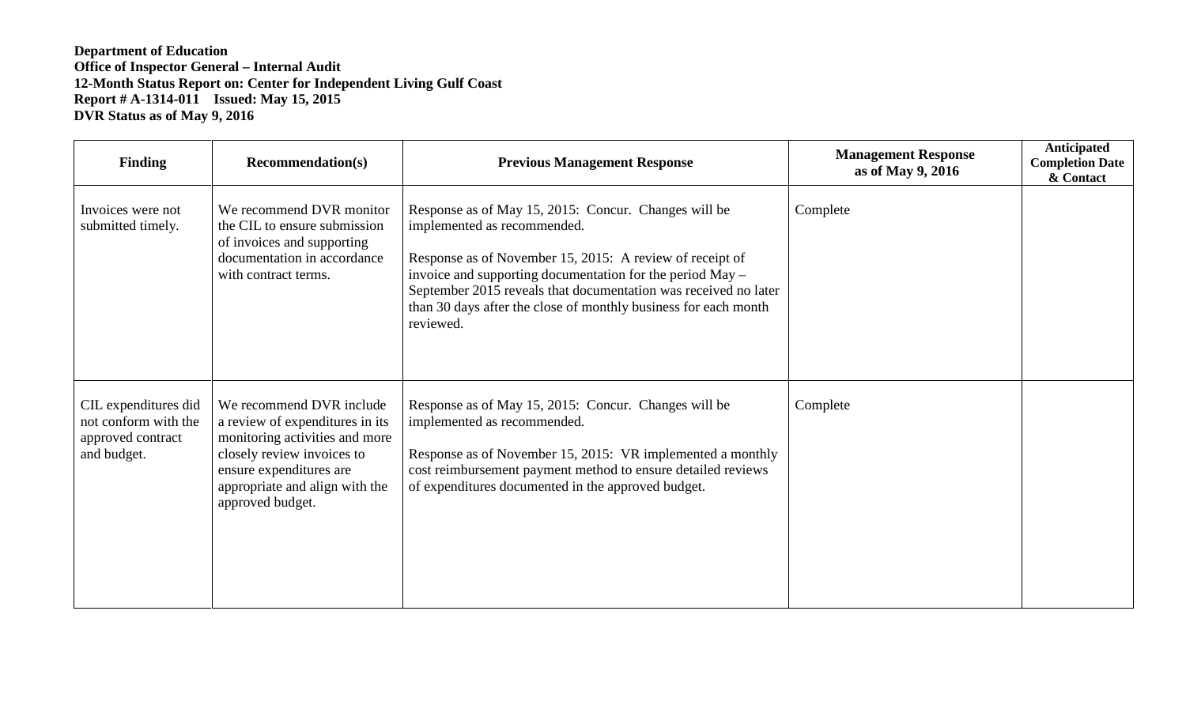**Department of Education**
**Office of Inspector General – Internal Audit**
**12-Month Status Report on: Center for Independent Living Gulf Coast**
**Report # A-1314-011 Issued: May 15, 2015**
**DVR Status as of May 9, 2016**

| Finding | Recommendation(s) | Previous Management Response | Management Response as of May 9, 2016 | Anticipated Completion Date & Contact |
|---|---|---|---|---|
| Invoices were not submitted timely. | We recommend DVR monitor the CIL to ensure submission of invoices and supporting documentation in accordance with contract terms. | Response as of May 15, 2015: Concur. Changes will be implemented as recommended.<br><br>Response as of November 15, 2015: A review of receipt of invoice and supporting documentation for the period May – September 2015 reveals that documentation was received no later than 30 days after the close of monthly business for each month reviewed. | Complete | |
| CIL expenditures did not conform with the approved contract and budget. | We recommend DVR include a review of expenditures in its monitoring activities and more closely review invoices to ensure expenditures are appropriate and align with the approved budget. | Response as of May 15, 2015: Concur. Changes will be implemented as recommended.<br><br>Response as of November 15, 2015: VR implemented a monthly cost reimbursement payment method to ensure detailed reviews of expenditures documented in the approved budget. | Complete | |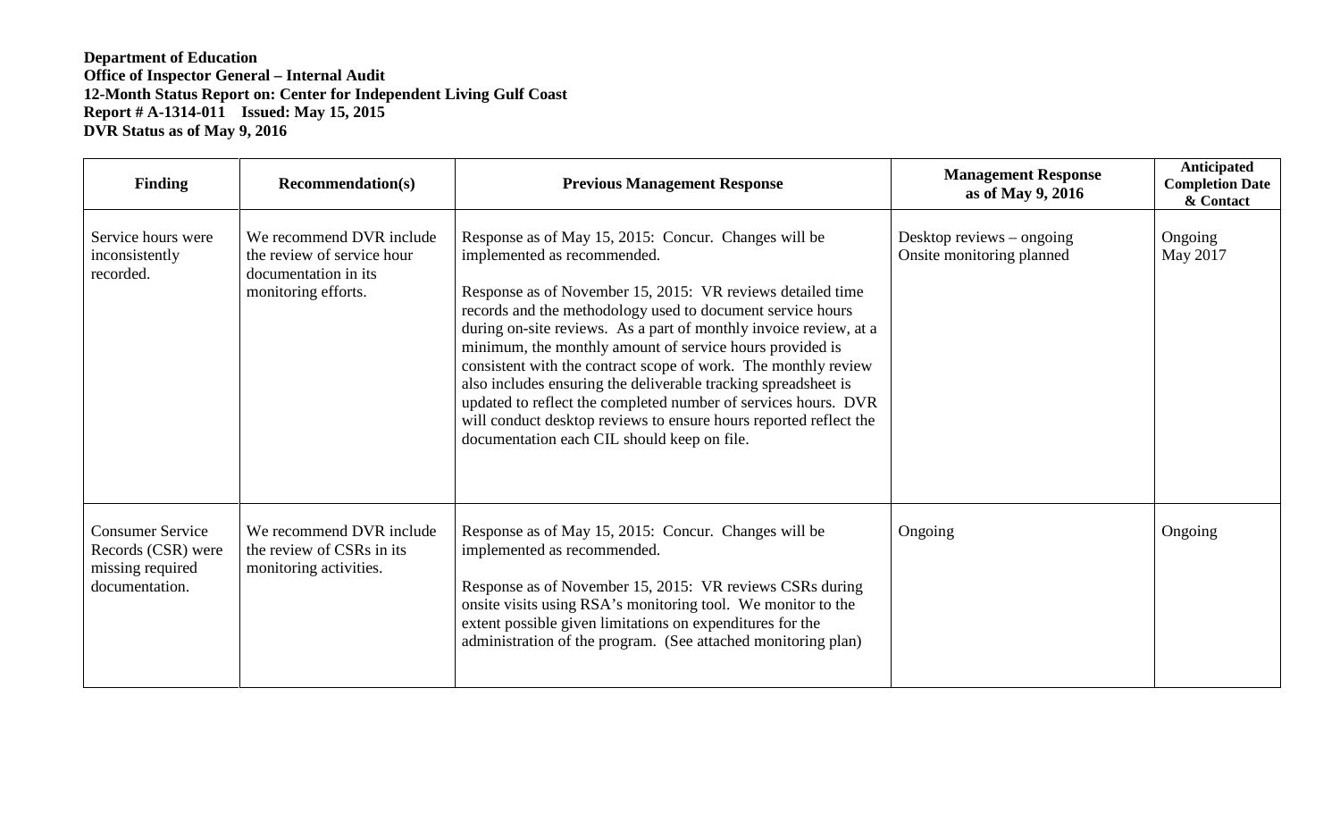**Department of Education**
**Office of Inspector General – Internal Audit**
**12-Month Status Report on: Center for Independent Living Gulf Coast**
**Report # A-1314-011 Issued: May 15, 2015**
**DVR Status as of May 9, 2016**

| Finding | Recommendation(s) | Previous Management Response | Management Response as of May 9, 2016 | Anticipated Completion Date & Contact |
|---|---|---|---|---|
| Service hours were inconsistently recorded. | We recommend DVR include the review of service hour documentation in its monitoring efforts. | Response as of May 15, 2015: Concur. Changes will be implemented as recommended.<br><br>Response as of November 15, 2015: VR reviews detailed time records and the methodology used to document service hours during on-site reviews. As a part of monthly invoice review, at a minimum, the monthly amount of service hours provided is consistent with the contract scope of work. The monthly review also includes ensuring the deliverable tracking spreadsheet is updated to reflect the completed number of services hours. DVR will conduct desktop reviews to ensure hours reported reflect the documentation each CIL should keep on file. | Desktop reviews – ongoing<br>Onsite monitoring planned | Ongoing<br>May 2017 |
| Consumer Service Records (CSR) were missing required documentation. | We recommend DVR include the review of CSRs in its monitoring activities. | Response as of May 15, 2015: Concur. Changes will be implemented as recommended.<br><br>Response as of November 15, 2015: VR reviews CSRs during onsite visits using RSA's monitoring tool. We monitor to the extent possible given limitations on expenditures for the administration of the program. (See attached monitoring plan) | Ongoing | Ongoing |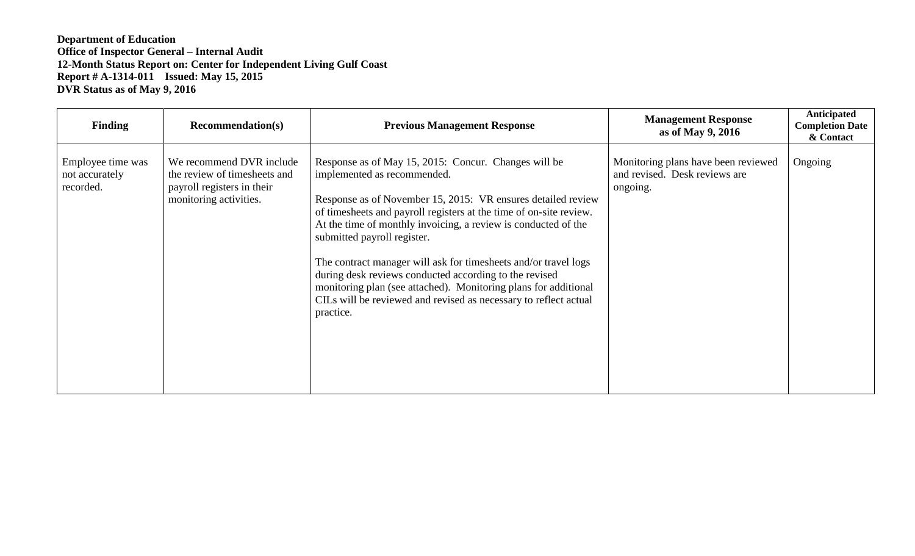**Department of Education**
**Office of Inspector General – Internal Audit**
**12-Month Status Report on: Center for Independent Living Gulf Coast**
**Report # A-1314-011 Issued: May 15, 2015**
**DVR Status as of May 9, 2016**

| Finding | Recommendation(s) | Previous Management Response | Management Response as of May 9, 2016 | Anticipated Completion Date & Contact |
|---|---|---|---|---|
| Employee time was not accurately recorded. | We recommend DVR include the review of timesheets and payroll registers in their monitoring activities. | Response as of May 15, 2015: Concur. Changes will be implemented as recommended.<br><br>Response as of November 15, 2015: VR ensures detailed review of timesheets and payroll registers at the time of on-site review. At the time of monthly invoicing, a review is conducted of the submitted payroll register.<br><br>The contract manager will ask for timesheets and/or travel logs during desk reviews conducted according to the revised monitoring plan (see attached). Monitoring plans for additional CILs will be reviewed and revised as necessary to reflect actual practice. | Monitoring plans have been reviewed and revised. Desk reviews are ongoing. | Ongoing |